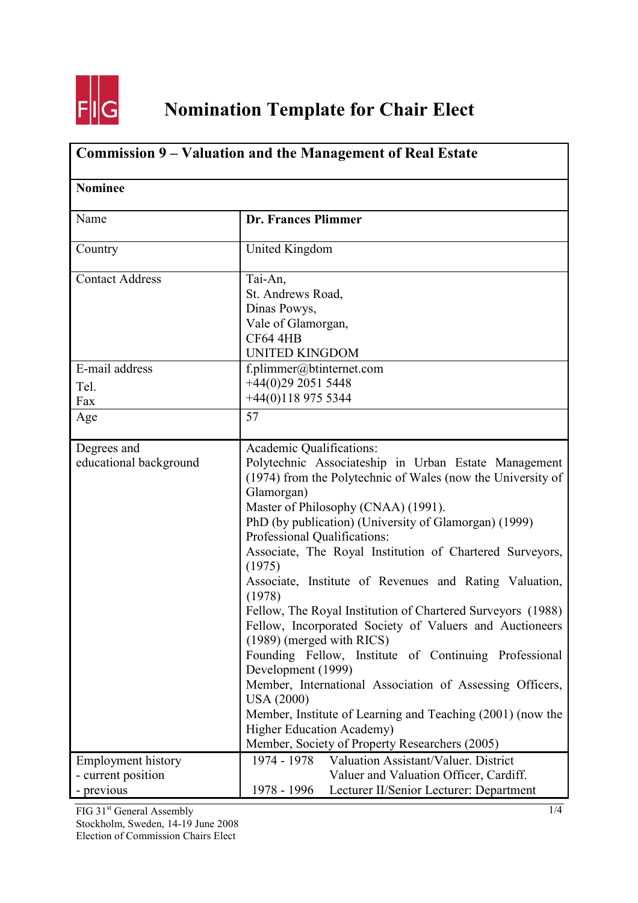# Nomination Template for Chair Elect

| **Commission 9 – Valuation and the Management of Real Estate** | |
|---|---|
| **Nominee** | |
| Name | **Dr. Frances Plimmer** |
| Country | United Kingdom |
| Contact Address | Tai-An,<br>St. Andrews Road,<br>Dinas Powys,<br>Vale of Glamorgan,<br>CF64 4HB<br>UNITED KINGDOM |
| E-mail address<br>Tel.<br>Fax | f.plimmer@btinternet.com<br>+44(0)29 2051 5448<br>+44(0)118 975 5344 |
| Age | 57 |
| Degrees and educational background | Academic Qualifications:<br>Polytechnic Associateship in Urban Estate Management (1974) from the Polytechnic of Wales (now the University of Glamorgan)<br>Master of Philosophy (CNAA) (1991).<br>PhD (by publication) (University of Glamorgan) (1999)<br>Professional Qualifications:<br>Associate, The Royal Institution of Chartered Surveyors, (1975)<br>Associate, Institute of Revenues and Rating Valuation, (1978)<br>Fellow, The Royal Institution of Chartered Surveyors (1988)<br>Fellow, Incorporated Society of Valuers and Auctioneers (1989) (merged with RICS)<br>Founding Fellow, Institute of Continuing Professional Development (1999)<br>Member, International Association of Assessing Officers, USA (2000)<br>Member, Institute of Learning and Teaching (2001) (now the Higher Education Academy)<br>Member, Society of Property Researchers (2005) |
| Employment history<br>- current position<br>- previous | 1974 - 1978 Valuation Assistant/Valuer. District Valuer and Valuation Officer, Cardiff.<br>1978 - 1996 Lecturer II/Senior Lecturer: Department |

FIG 31st General Assembly
Stockholm, Sweden, 14-19 June 2008
Election of Commission Chairs Elect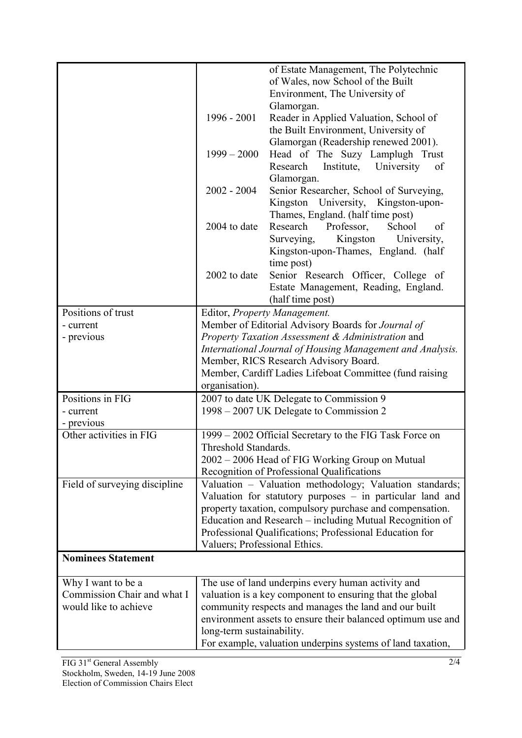| | |
|---|---|
| | of Estate Management, The Polytechnic of Wales, now School of the Built Environment, The University of Glamorgan.<br>1996 - 2001 Reader in Applied Valuation, School of the Built Environment, University of Glamorgan (Readership renewed 2001).<br>1999 – 2000 Head of The Suzy Lamplugh Trust Research Institute, University of Glamorgan.<br>2002 - 2004 Senior Researcher, School of Surveying, Kingston University, Kingston-upon-Thames, England. (half time post)<br>2004 to date Research Professor, School of Surveying, Kingston University, Kingston-upon-Thames, England. (half time post)<br>2002 to date Senior Research Officer, College of Estate Management, Reading, England. (half time post) |
| Positions of trust<br>- current<br>- previous | Editor, *Property Management.*<br>Member of Editorial Advisory Boards for *Journal of Property Taxation Assessment & Administration* and *International Journal of Housing Management and Analysis.*<br>Member, RICS Research Advisory Board.<br>Member, Cardiff Ladies Lifeboat Committee (fund raising organisation). |
| Positions in FIG<br>- current<br>- previous | 2007 to date UK Delegate to Commission 9<br>1998 – 2007 UK Delegate to Commission 2 |
| Other activities in FIG | 1999 – 2002 Official Secretary to the FIG Task Force on Threshold Standards.<br>2002 – 2006 Head of FIG Working Group on Mutual Recognition of Professional Qualifications |
| Field of surveying discipline | Valuation – Valuation methodology; Valuation standards; Valuation for statutory purposes – in particular land and property taxation, compulsory purchase and compensation.<br>Education and Research – including Mutual Recognition of Professional Qualifications; Professional Education for Valuers; Professional Ethics. |
| **Nominees Statement** | |
| Why I want to be a Commission Chair and what I would like to achieve | The use of land underpins every human activity and valuation is a key component to ensuring that the global community respects and manages the land and our built environment assets to ensure their balanced optimum use and long-term sustainability.<br>For example, valuation underpins systems of land taxation, |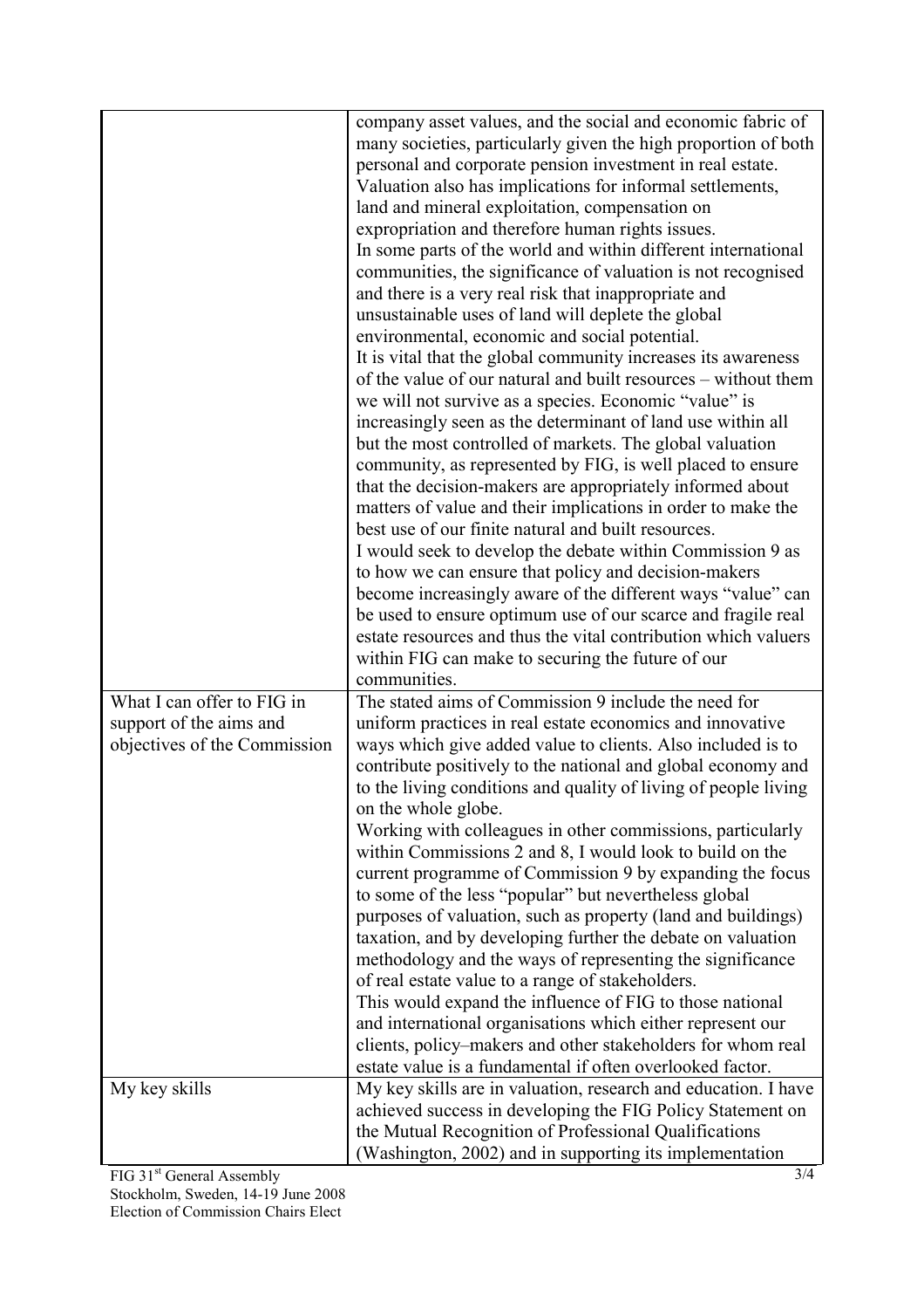| | |
|---|---|
| | company asset values, and the social and economic fabric of many societies, particularly given the high proportion of both personal and corporate pension investment in real estate. Valuation also has implications for informal settlements, land and mineral exploitation, compensation on expropriation and therefore human rights issues. In some parts of the world and within different international communities, the significance of valuation is not recognised and there is a very real risk that inappropriate and unsustainable uses of land will deplete the global environmental, economic and social potential. It is vital that the global community increases its awareness of the value of our natural and built resources – without them we will not survive as a species. Economic "value" is increasingly seen as the determinant of land use within all but the most controlled of markets. The global valuation community, as represented by FIG, is well placed to ensure that the decision-makers are appropriately informed about matters of value and their implications in order to make the best use of our finite natural and built resources. I would seek to develop the debate within Commission 9 as to how we can ensure that policy and decision-makers become increasingly aware of the different ways "value" can be used to ensure optimum use of our scarce and fragile real estate resources and thus the vital contribution which valuers within FIG can make to securing the future of our communities. |
| What I can offer to FIG in support of the aims and objectives of the Commission | The stated aims of Commission 9 include the need for uniform practices in real estate economics and innovative ways which give added value to clients. Also included is to contribute positively to the national and global economy and to the living conditions and quality of living of people living on the whole globe. Working with colleagues in other commissions, particularly within Commissions 2 and 8, I would look to build on the current programme of Commission 9 by expanding the focus to some of the less "popular" but nevertheless global purposes of valuation, such as property (land and buildings) taxation, and by developing further the debate on valuation methodology and the ways of representing the significance of real estate value to a range of stakeholders. This would expand the influence of FIG to those national and international organisations which either represent our clients, policy–makers and other stakeholders for whom real estate value is a fundamental if often overlooked factor. |
| My key skills | My key skills are in valuation, research and education. I have achieved success in developing the FIG Policy Statement on the Mutual Recognition of Professional Qualifications (Washington, 2002) and in supporting its implementation |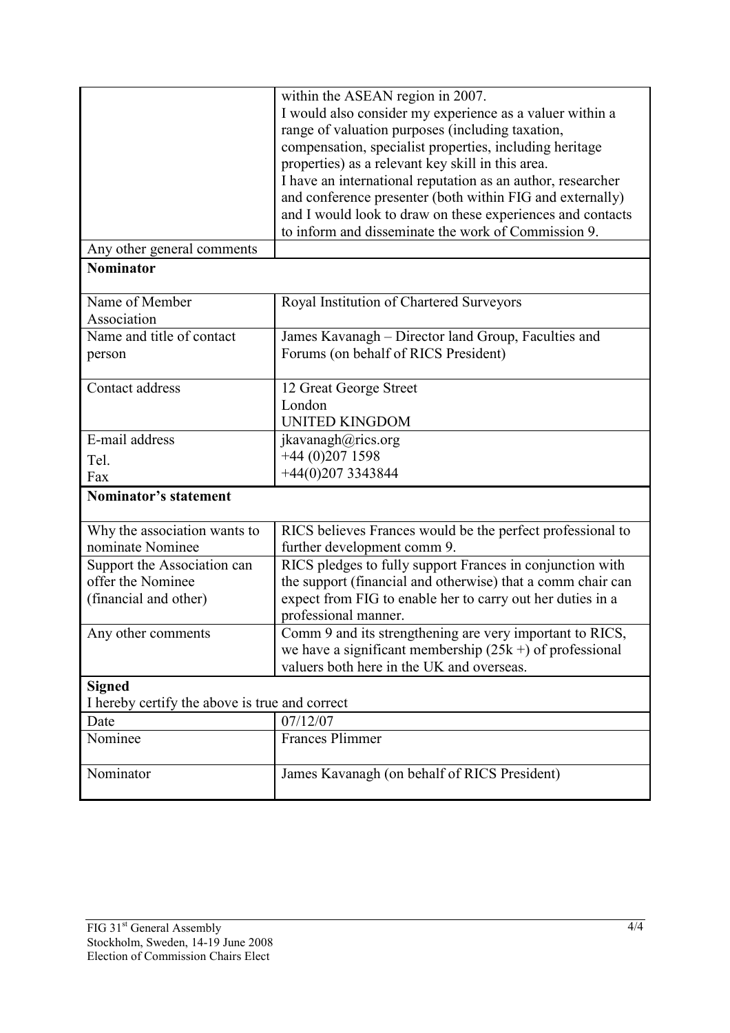| | |
|---|---|
| | within the ASEAN region in 2007.<br>I would also consider my experience as a valuer within a range of valuation purposes (including taxation, compensation, specialist properties, including heritage properties) as a relevant key skill in this area.<br>I have an international reputation as an author, researcher and conference presenter (both within FIG and externally) and I would look to draw on these experiences and contacts to inform and disseminate the work of Commission 9. |
| Any other general comments | |
| **Nominator** | |
| Name of Member Association | Royal Institution of Chartered Surveyors |
| Name and title of contact person | James Kavanagh – Director land Group, Faculties and Forums (on behalf of RICS President) |
| Contact address | 12 Great George Street<br>London<br>UNITED KINGDOM |
| E-mail address<br>Tel.<br>Fax | jkavanagh@rics.org<br>+44 (0)207 1598<br>+44(0)207 3343844 |
| **Nominator's statement** | |
| Why the association wants to nominate Nominee | RICS believes Frances would be the perfect professional to further development comm 9. |
| Support the Association can offer the Nominee (financial and other) | RICS pledges to fully support Frances in conjunction with the support (financial and otherwise) that a comm chair can expect from FIG to enable her to carry out her duties in a professional manner. |
| Any other comments | Comm 9 and its strengthening are very important to RICS, we have a significant membership (25k +) of professional valuers both here in the UK and overseas. |
| **Signed**<br>I hereby certify the above is true and correct | |
| Date | 07/12/07 |
| Nominee | Frances Plimmer |
| Nominator | James Kavanagh (on behalf of RICS President) |